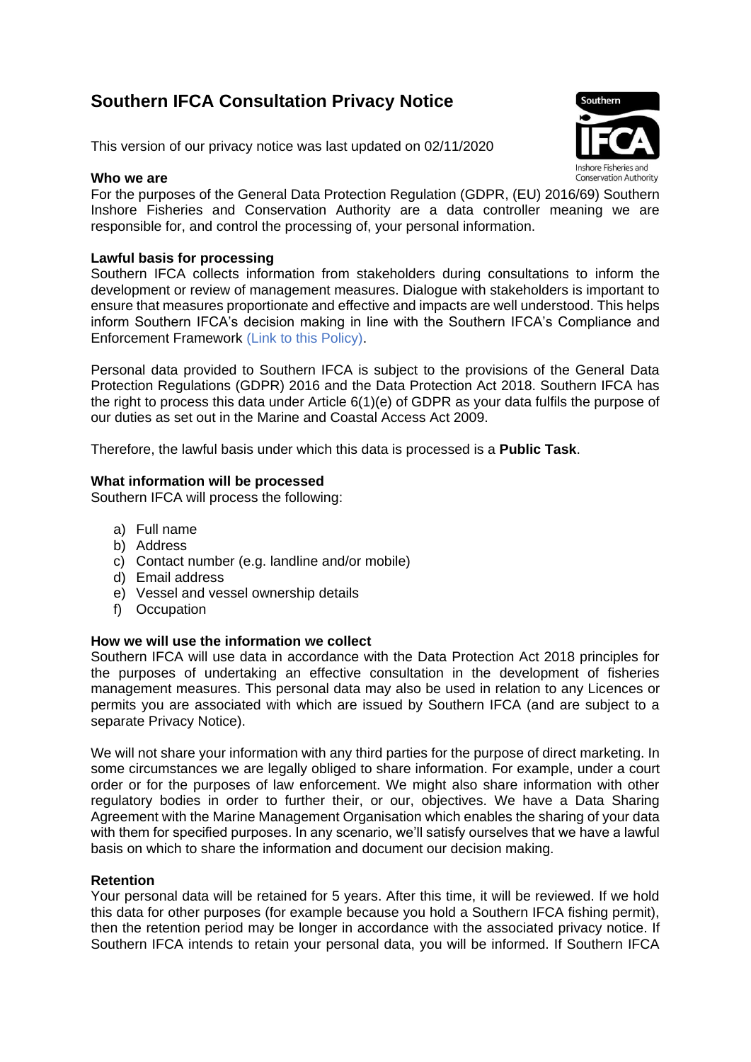# Southern IFCA Consultation Privacy Notice

This version of our privacy notice was last updated on 02/11/2020

**Who we are**

For the purposes of the General Data Protection Regulation (GDPR, (EU) 2016/69) Southern Inshore Fisheries and Conservation Authority are a data controller meaning we are responsible for, and control the processing of, your personal information.

**Lawful basis for processing**

Southern IFCA collects information from stakeholders during consultations to inform the development or review of management measures. Dialogue with stakeholders is important to ensure that measures proportionate and effective and impacts are well understood. This helps inform Southern IFCA's decision making in line with the Southern IFCA's Compliance and Enforcement Framework (Link to this Policy).

Personal data provided to Southern IFCA is subject to the provisions of the General Data Protection Regulations (GDPR) 2016 and the Data Protection Act 2018. Southern IFCA has the right to process this data under Article 6(1)(e) of GDPR as your data fulfils the purpose of our duties as set out in the Marine and Coastal Access Act 2009.

Therefore, the lawful basis under which this data is processed is a **Public Task**.

**What information will be processed**

Southern IFCA will process the following:

a) Full name
b) Address
c) Contact number (e.g. landline and/or mobile)
d) Email address
e) Vessel and vessel ownership details
f) Occupation

**How we will use the information we collect**

Southern IFCA will use data in accordance with the Data Protection Act 2018 principles for the purposes of undertaking an effective consultation in the development of fisheries management measures. This personal data may also be used in relation to any Licences or permits you are associated with which are issued by Southern IFCA (and are subject to a separate Privacy Notice).

We will not share your information with any third parties for the purpose of direct marketing. In some circumstances we are legally obliged to share information. For example, under a court order or for the purposes of law enforcement. We might also share information with other regulatory bodies in order to further their, or our, objectives. We have a Data Sharing Agreement with the Marine Management Organisation which enables the sharing of your data with them for specified purposes. In any scenario, we'll satisfy ourselves that we have a lawful basis on which to share the information and document our decision making.

**Retention**

Your personal data will be retained for 5 years. After this time, it will be reviewed. If we hold this data for other purposes (for example because you hold a Southern IFCA fishing permit), then the retention period may be longer in accordance with the associated privacy notice. If Southern IFCA intends to retain your personal data, you will be informed. If Southern IFCA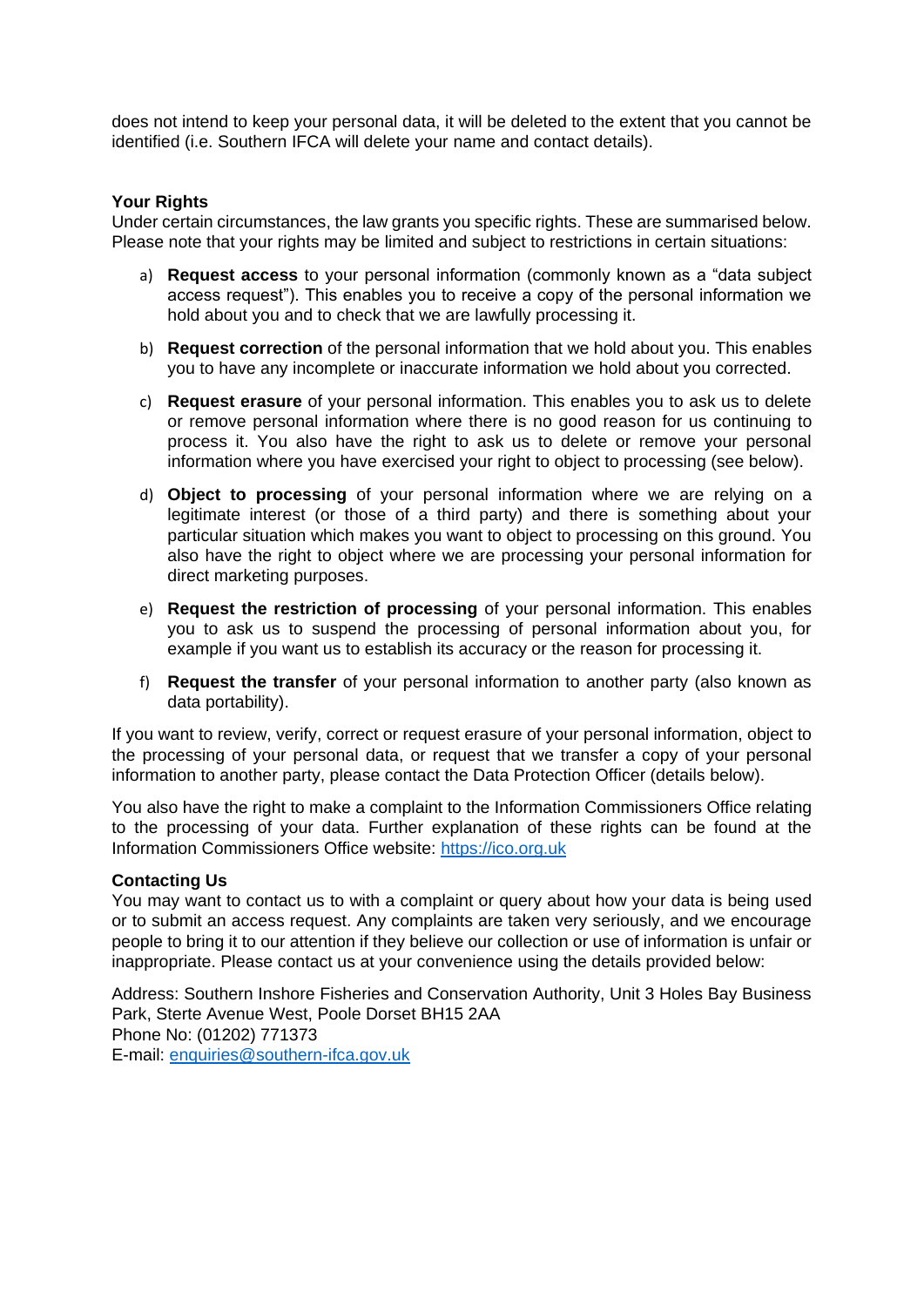does not intend to keep your personal data, it will be deleted to the extent that you cannot be identified (i.e. Southern IFCA will delete your name and contact details).

**Your Rights**

Under certain circumstances, the law grants you specific rights. These are summarised below. Please note that your rights may be limited and subject to restrictions in certain situations:

a) **Request access** to your personal information (commonly known as a "data subject access request"). This enables you to receive a copy of the personal information we hold about you and to check that we are lawfully processing it.

b) **Request correction** of the personal information that we hold about you. This enables you to have any incomplete or inaccurate information we hold about you corrected.

c) **Request erasure** of your personal information. This enables you to ask us to delete or remove personal information where there is no good reason for us continuing to process it. You also have the right to ask us to delete or remove your personal information where you have exercised your right to object to processing (see below).

d) **Object to processing** of your personal information where we are relying on a legitimate interest (or those of a third party) and there is something about your particular situation which makes you want to object to processing on this ground. You also have the right to object where we are processing your personal information for direct marketing purposes.

e) **Request the restriction of processing** of your personal information. This enables you to ask us to suspend the processing of personal information about you, for example if you want us to establish its accuracy or the reason for processing it.

f) **Request the transfer** of your personal information to another party (also known as data portability).

If you want to review, verify, correct or request erasure of your personal information, object to the processing of your personal data, or request that we transfer a copy of your personal information to another party, please contact the Data Protection Officer (details below).

You also have the right to make a complaint to the Information Commissioners Office relating to the processing of your data. Further explanation of these rights can be found at the Information Commissioners Office website: https://ico.org.uk

**Contacting Us**

You may want to contact us to with a complaint or query about how your data is being used or to submit an access request. Any complaints are taken very seriously, and we encourage people to bring it to our attention if they believe our collection or use of information is unfair or inappropriate. Please contact us at your convenience using the details provided below:

Address: Southern Inshore Fisheries and Conservation Authority, Unit 3 Holes Bay Business Park, Sterte Avenue West, Poole Dorset BH15 2AA
Phone No: (01202) 771373
E-mail: enquiries@southern-ifca.gov.uk